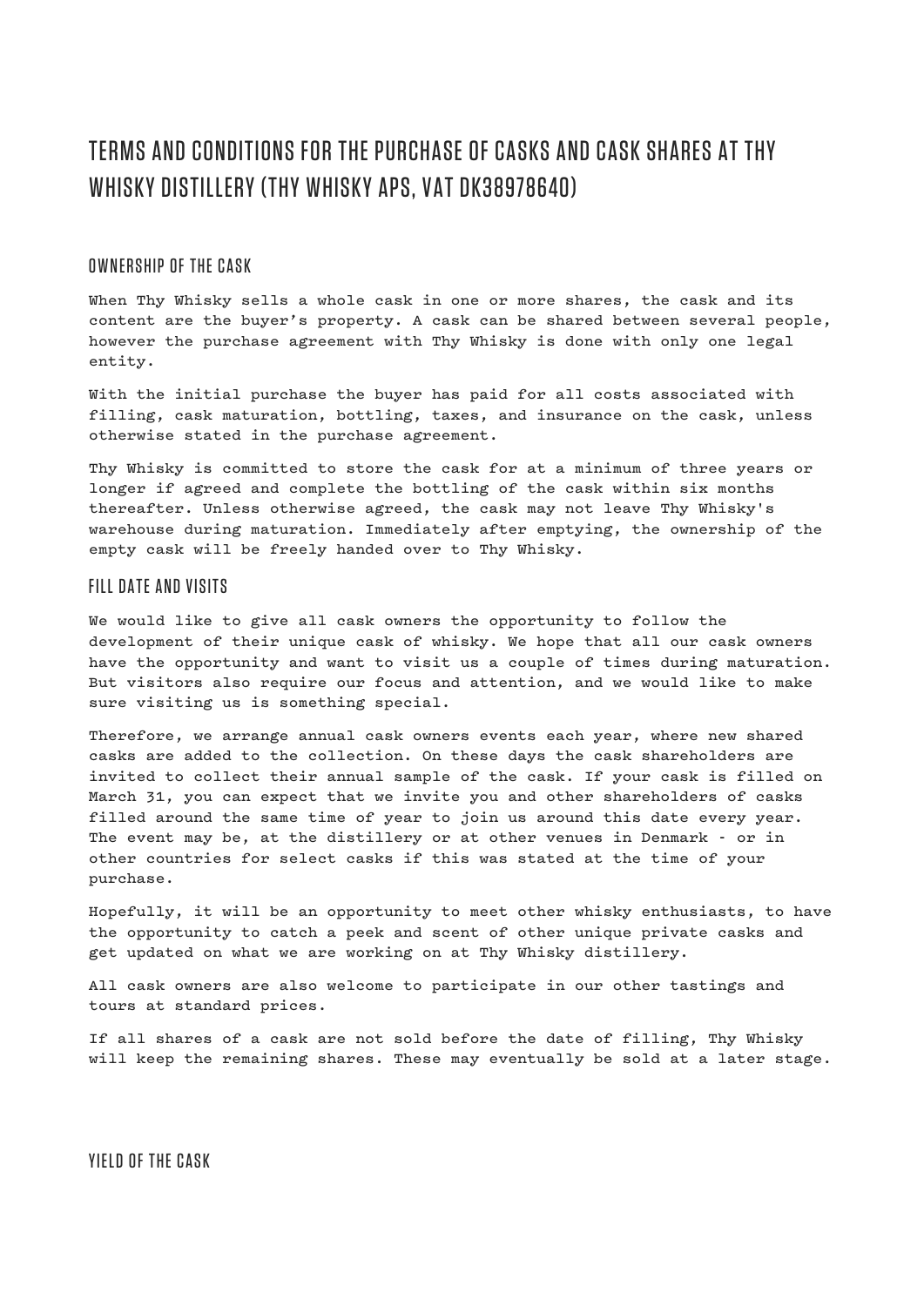# TERMS AND CONDITIONS FOR THE PURCHASE OF CASKS AND CASK SHARES AT THY WHISKY DISTILLERY (THY WHISKY APS, VAT DK38978640)

## OWNERSHIP OF THE CASK

When Thy Whisky sells a whole cask in one or more shares, the cask and its content are the buyer's property. A cask can be shared between several people, however the purchase agreement with Thy Whisky is done with only one legal entity.

With the initial purchase the buyer has paid for all costs associated with filling, cask maturation, bottling, taxes, and insurance on the cask, unless otherwise stated in the purchase agreement.

Thy Whisky is committed to store the cask for at a minimum of three years or longer if agreed and complete the bottling of the cask within six months thereafter. Unless otherwise agreed, the cask may not leave Thy Whisky's warehouse during maturation. Immediately after emptying, the ownership of the empty cask will be freely handed over to Thy Whisky.

## FILL DATE AND VISITS

We would like to give all cask owners the opportunity to follow the development of their unique cask of whisky. We hope that all our cask owners have the opportunity and want to visit us a couple of times during maturation. But visitors also require our focus and attention, and we would like to make sure visiting us is something special.

Therefore, we arrange annual cask owners events each year, where new shared casks are added to the collection. On these days the cask shareholders are invited to collect their annual sample of the cask. If your cask is filled on March 31, you can expect that we invite you and other shareholders of casks filled around the same time of year to join us around this date every year. The event may be, at the distillery or at other venues in Denmark - or in other countries for select casks if this was stated at the time of your purchase.

Hopefully, it will be an opportunity to meet other whisky enthusiasts, to have the opportunity to catch a peek and scent of other unique private casks and get updated on what we are working on at Thy Whisky distillery.

All cask owners are also welcome to participate in our other tastings and tours at standard prices.

If all shares of a cask are not sold before the date of filling, Thy Whisky will keep the remaining shares. These may eventually be sold at a later stage.

## YIELD OF THE CASK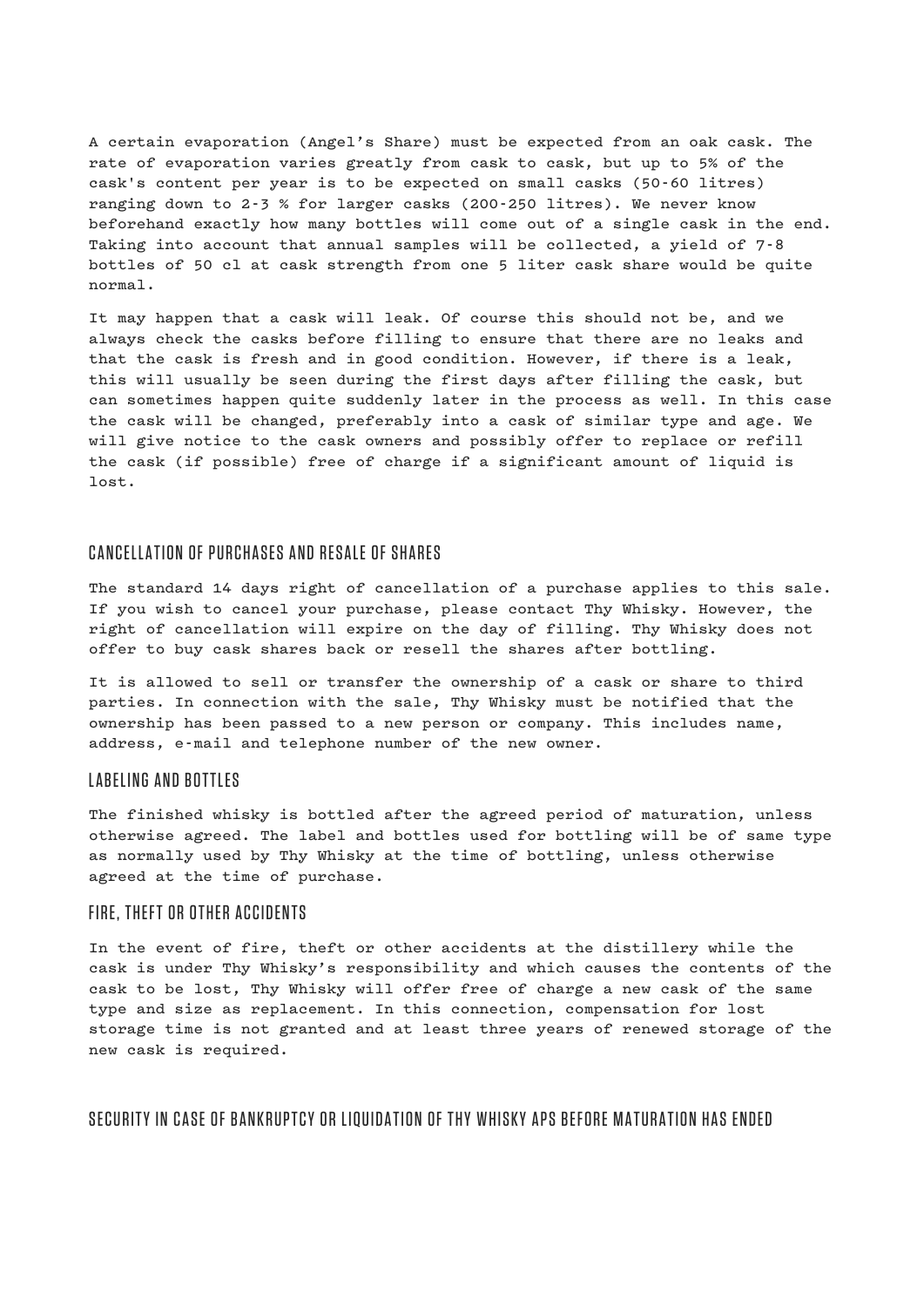A certain evaporation (Angel's Share) must be expected from an oak cask. The rate of evaporation varies greatly from cask to cask, but up to 5% of the cask's content per year is to be expected on small casks (50-60 litres) ranging down to 2-3 % for larger casks (200-250 litres). We never know beforehand exactly how many bottles will come out of a single cask in the end. Taking into account that annual samples will be collected, a yield of 7-8 bottles of 50 cl at cask strength from one 5 liter cask share would be quite normal.

It may happen that a cask will leak. Of course this should not be, and we always check the casks before filling to ensure that there are no leaks and that the cask is fresh and in good condition. However, if there is a leak, this will usually be seen during the first days after filling the cask, but can sometimes happen quite suddenly later in the process as well. In this case the cask will be changed, preferably into a cask of similar type and age. We will give notice to the cask owners and possibly offer to replace or refill the cask (if possible) free of charge if a significant amount of liquid is lost.

## CANCELLATION OF PURCHASES AND RESALE OF SHARES

The standard 14 days right of cancellation of a purchase applies to this sale. If you wish to cancel your purchase, please contact Thy Whisky. However, the right of cancellation will expire on the day of filling. Thy Whisky does not offer to buy cask shares back or resell the shares after bottling.

It is allowed to sell or transfer the ownership of a cask or share to third parties. In connection with the sale, Thy Whisky must be notified that the ownership has been passed to a new person or company. This includes name, address, e-mail and telephone number of the new owner.

## LABELING AND BOTTLES

The finished whisky is bottled after the agreed period of maturation, unless otherwise agreed. The label and bottles used for bottling will be of same type as normally used by Thy Whisky at the time of bottling, unless otherwise agreed at the time of purchase.

## FIRE, THEFT OR OTHER ACCIDENTS

In the event of fire, theft or other accidents at the distillery while the cask is under Thy Whisky's responsibility and which causes the contents of the cask to be lost, Thy Whisky will offer free of charge a new cask of the same type and size as replacement. In this connection, compensation for lost storage time is not granted and at least three years of renewed storage of the new cask is required.

## SECURITY IN CASE OF BANKRUPTCY OR LIQUIDATION OF THY WHISKY APS BEFORE MATURATION HAS ENDED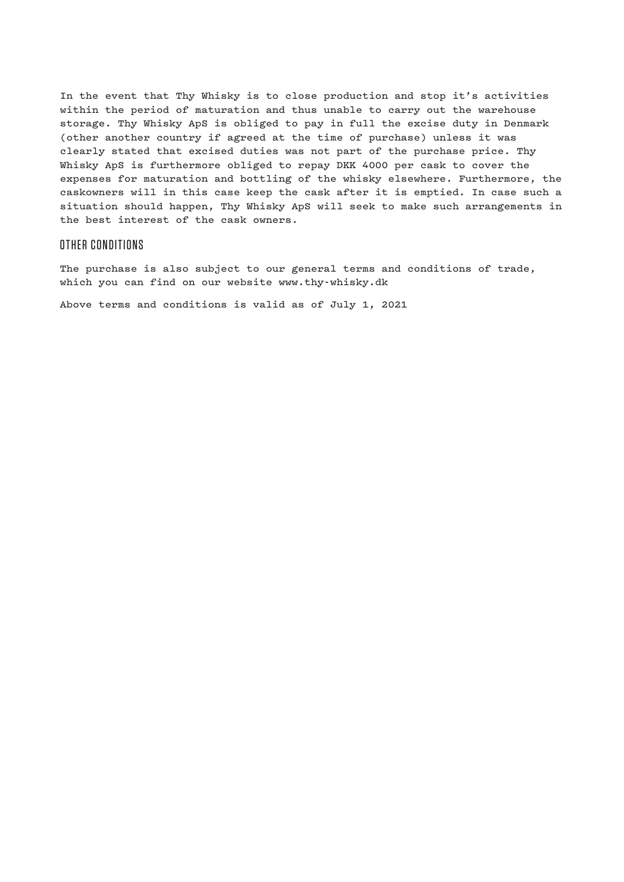In the event that Thy Whisky is to close production and stop it's activities within the period of maturation and thus unable to carry out the warehouse storage. Thy Whisky ApS is obliged to pay in full the excise duty in Denmark (other another country if agreed at the time of purchase) unless it was clearly stated that excised duties was not part of the purchase price. Thy Whisky ApS is furthermore obliged to repay DKK 4000 per cask to cover the expenses for maturation and bottling of the whisky elsewhere. Furthermore, the caskowners will in this case keep the cask after it is emptied. In case such a situation should happen, Thy Whisky ApS will seek to make such arrangements in the best interest of the cask owners.

## OTHER CONDITIONS

The purchase is also subject to our general terms and conditions of trade, which you can find on our website www.thy-whisky.dk

Above terms and conditions is valid as of July 1, 2021